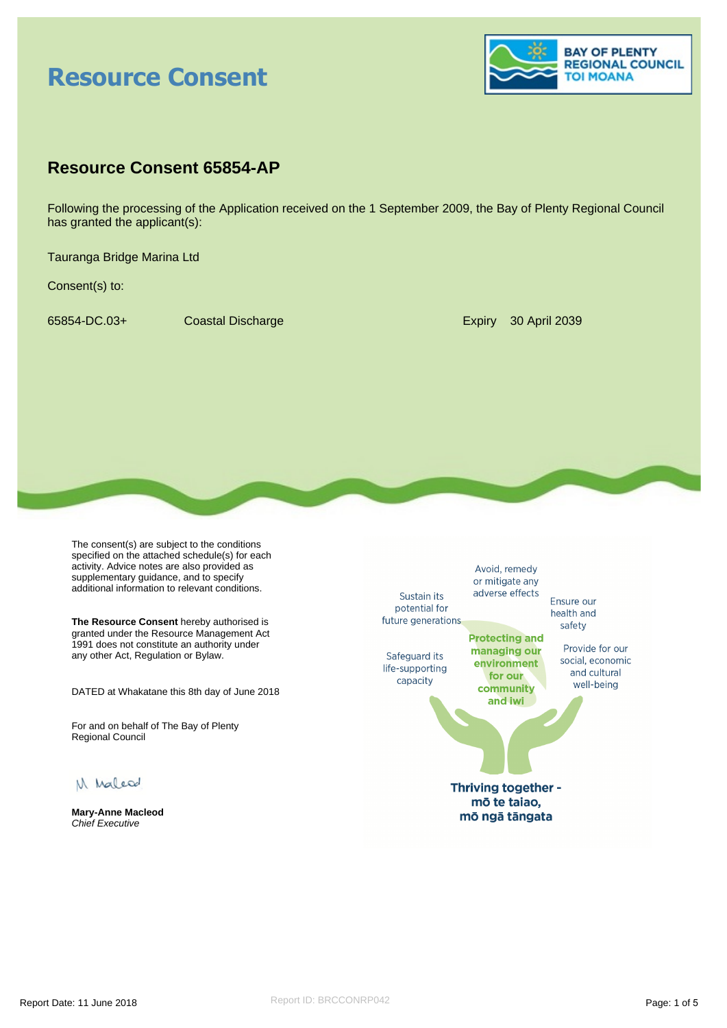# Resource Consent

BAY OF PLENTY REGIONAL COUNCIL TOI MOANA

## Resource Consent 65854-AP

Following the processing of the Application received on the 1 September 2009, the Bay of Plenty Regional Council has granted the applicant(s):

Tauranga Bridge Marina Ltd

Consent(s) to:

| | | | |
|---|---|---|---|
| 65854-DC.03+ | Coastal Discharge | Expiry | 30 April 2039 |

The consent(s) are subject to the conditions specified on the attached schedule(s) for each activity. Advice notes are also provided as supplementary guidance, and to specify additional information to relevant conditions.

**The Resource Consent** hereby authorised is granted under the Resource Management Act 1991 does not constitute an authority under any other Act, Regulation or Bylaw.

DATED at Whakatane this 8th day of June 2018

For and on behalf of The Bay of Plenty Regional Council

M Macleod

**Mary-Anne Macleod**
*Chief Executive*

Avoid, remedy or mitigate any adverse effects

Sustain its potential for future generations

Ensure our health and safety

Safeguard its life-supporting capacity

Provide for our social, economic and cultural well-being

**Protecting and managing our environment for our community and iwi**

**Thriving together - mō te taiao, mō ngā tāngata**

Report Date: 11 June 2018

Report ID: BRCCONRP042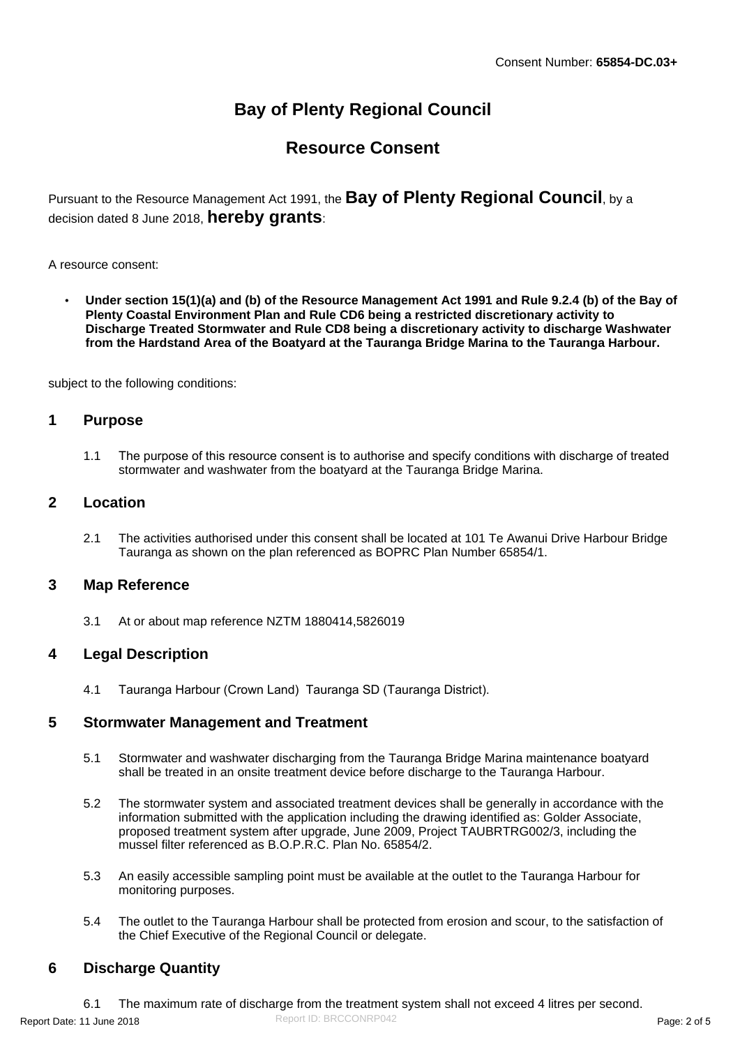Consent Number: **65854-DC.03+**

# Bay of Plenty Regional Council

## Resource Consent

Pursuant to the Resource Management Act 1991, the **Bay of Plenty Regional Council**, by a decision dated 8 June 2018, **hereby grants**:

A resource consent:

- **Under section 15(1)(a) and (b) of the Resource Management Act 1991 and Rule 9.2.4 (b) of the Bay of Plenty Coastal Environment Plan and Rule CD6 being a restricted discretionary activity to Discharge Treated Stormwater and Rule CD8 being a discretionary activity to discharge Washwater from the Hardstand Area of the Boatyard at the Tauranga Bridge Marina to the Tauranga Harbour.**

subject to the following conditions:

### 1 Purpose

1.1 The purpose of this resource consent is to authorise and specify conditions with discharge of treated stormwater and washwater from the boatyard at the Tauranga Bridge Marina.

### 2 Location

2.1 The activities authorised under this consent shall be located at 101 Te Awanui Drive Harbour Bridge Tauranga as shown on the plan referenced as BOPRC Plan Number 65854/1.

### 3 Map Reference

3.1 At or about map reference NZTM 1880414,5826019

### 4 Legal Description

4.1 Tauranga Harbour (Crown Land) Tauranga SD (Tauranga District).

### 5 Stormwater Management and Treatment

5.1 Stormwater and washwater discharging from the Tauranga Bridge Marina maintenance boatyard shall be treated in an onsite treatment device before discharge to the Tauranga Harbour.

5.2 The stormwater system and associated treatment devices shall be generally in accordance with the information submitted with the application including the drawing identified as: Golder Associate, proposed treatment system after upgrade, June 2009, Project TAUBRTRG002/3, including the mussel filter referenced as B.O.P.R.C. Plan No. 65854/2.

5.3 An easily accessible sampling point must be available at the outlet to the Tauranga Harbour for monitoring purposes.

5.4 The outlet to the Tauranga Harbour shall be protected from erosion and scour, to the satisfaction of the Chief Executive of the Regional Council or delegate.

### 6 Discharge Quantity

6.1 The maximum rate of discharge from the treatment system shall not exceed 4 litres per second.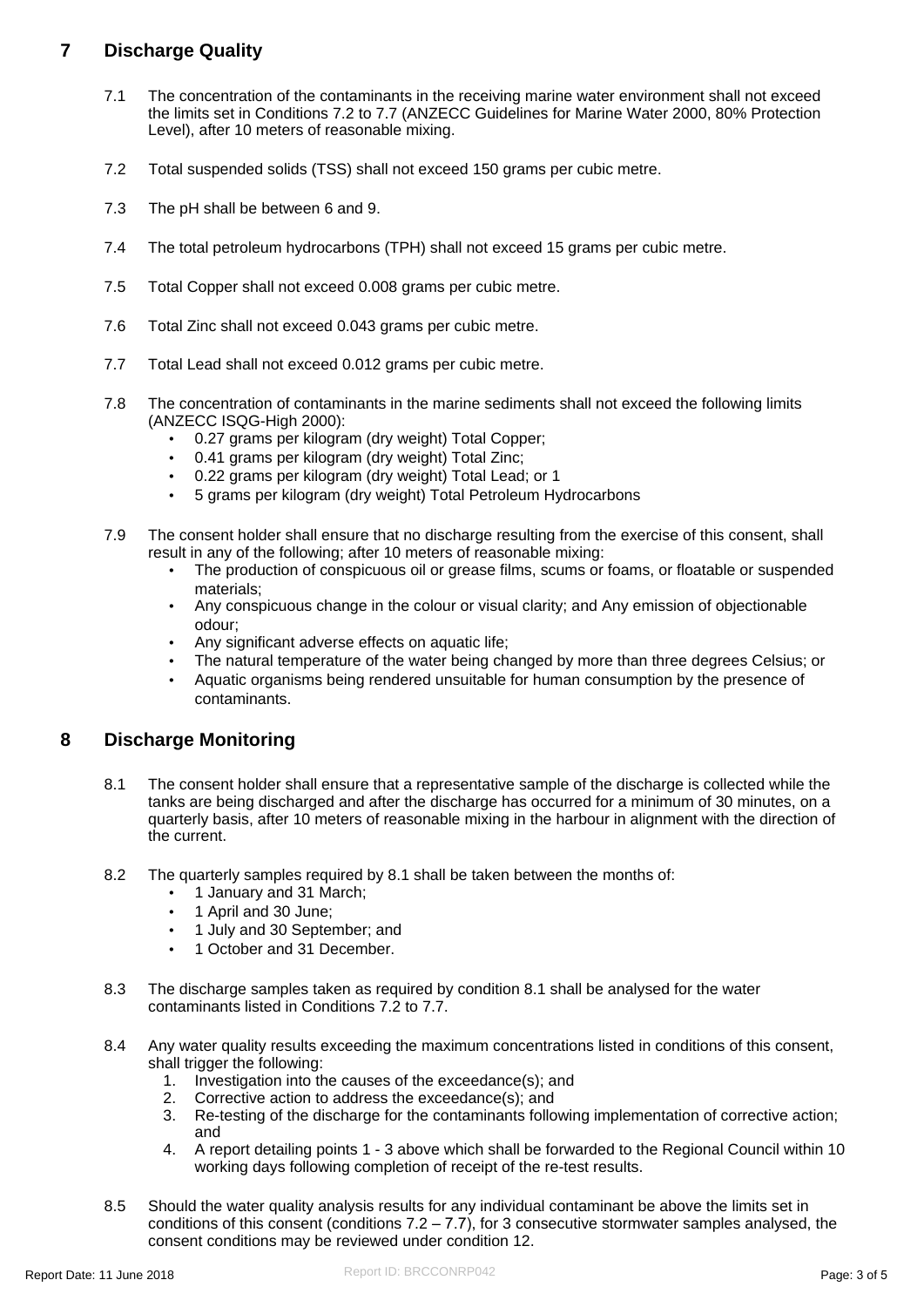## 7 Discharge Quality

7.1 The concentration of the contaminants in the receiving marine water environment shall not exceed the limits set in Conditions 7.2 to 7.7 (ANZECC Guidelines for Marine Water 2000, 80% Protection Level), after 10 meters of reasonable mixing.

7.2 Total suspended solids (TSS) shall not exceed 150 grams per cubic metre.

7.3 The pH shall be between 6 and 9.

7.4 The total petroleum hydrocarbons (TPH) shall not exceed 15 grams per cubic metre.

7.5 Total Copper shall not exceed 0.008 grams per cubic metre.

7.6 Total Zinc shall not exceed 0.043 grams per cubic metre.

7.7 Total Lead shall not exceed 0.012 grams per cubic metre.

7.8 The concentration of contaminants in the marine sediments shall not exceed the following limits (ANZECC ISQG-High 2000):

- 0.27 grams per kilogram (dry weight) Total Copper;
- 0.41 grams per kilogram (dry weight) Total Zinc;
- 0.22 grams per kilogram (dry weight) Total Lead; or 1
- 5 grams per kilogram (dry weight) Total Petroleum Hydrocarbons

7.9 The consent holder shall ensure that no discharge resulting from the exercise of this consent, shall result in any of the following; after 10 meters of reasonable mixing:

- The production of conspicuous oil or grease films, scums or foams, or floatable or suspended materials;
- Any conspicuous change in the colour or visual clarity; and Any emission of objectionable odour;
- Any significant adverse effects on aquatic life;
- The natural temperature of the water being changed by more than three degrees Celsius; or
- Aquatic organisms being rendered unsuitable for human consumption by the presence of contaminants.

## 8 Discharge Monitoring

8.1 The consent holder shall ensure that a representative sample of the discharge is collected while the tanks are being discharged and after the discharge has occurred for a minimum of 30 minutes, on a quarterly basis, after 10 meters of reasonable mixing in the harbour in alignment with the direction of the current.

8.2 The quarterly samples required by 8.1 shall be taken between the months of:

- 1 January and 31 March;
- 1 April and 30 June;
- 1 July and 30 September; and
- 1 October and 31 December.

8.3 The discharge samples taken as required by condition 8.1 shall be analysed for the water contaminants listed in Conditions 7.2 to 7.7.

8.4 Any water quality results exceeding the maximum concentrations listed in conditions of this consent, shall trigger the following:

1. Investigation into the causes of the exceedance(s); and
2. Corrective action to address the exceedance(s); and
3. Re-testing of the discharge for the contaminants following implementation of corrective action; and
4. A report detailing points 1 - 3 above which shall be forwarded to the Regional Council within 10 working days following completion of receipt of the re-test results.

8.5 Should the water quality analysis results for any individual contaminant be above the limits set in conditions of this consent (conditions 7.2 – 7.7), for 3 consecutive stormwater samples analysed, the consent conditions may be reviewed under condition 12.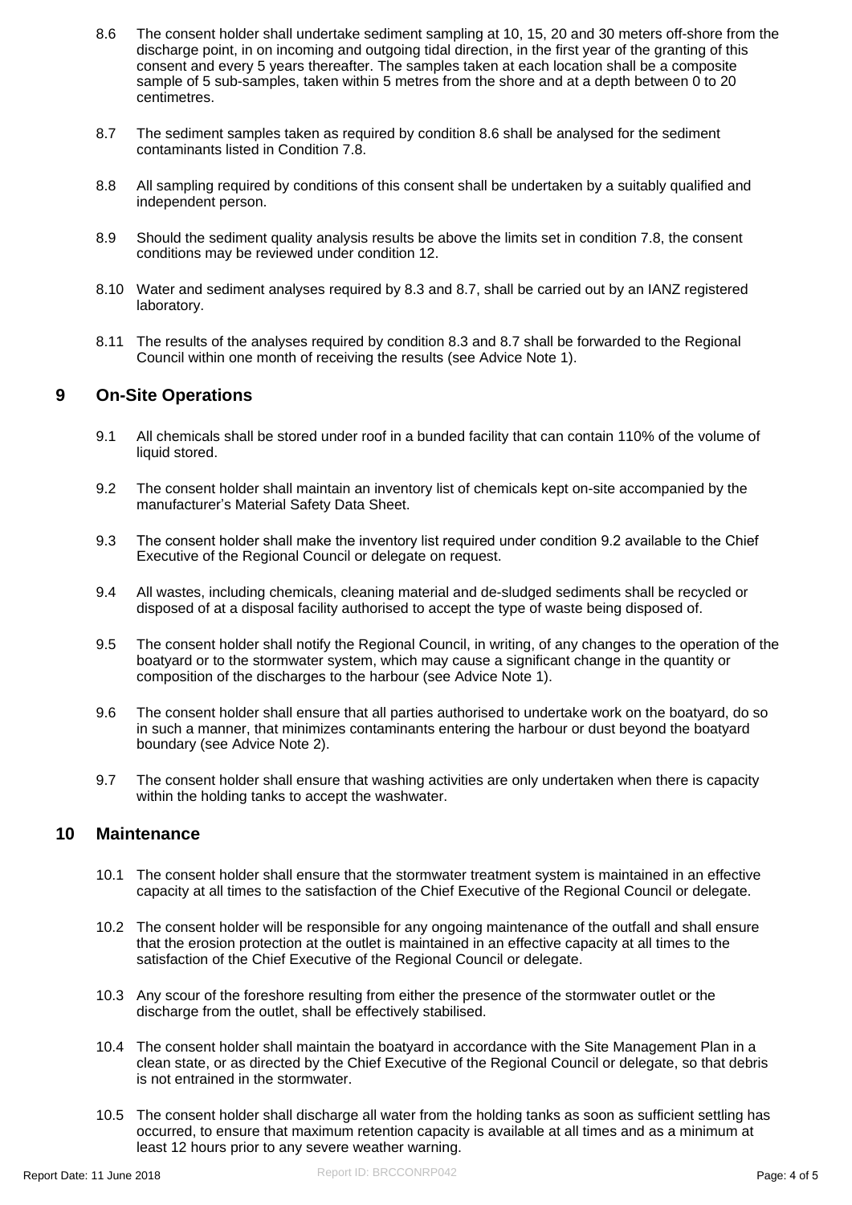8.6 The consent holder shall undertake sediment sampling at 10, 15, 20 and 30 meters off-shore from the discharge point, in on incoming and outgoing tidal direction, in the first year of the granting of this consent and every 5 years thereafter. The samples taken at each location shall be a composite sample of 5 sub-samples, taken within 5 metres from the shore and at a depth between 0 to 20 centimetres.

8.7 The sediment samples taken as required by condition 8.6 shall be analysed for the sediment contaminants listed in Condition 7.8.

8.8 All sampling required by conditions of this consent shall be undertaken by a suitably qualified and independent person.

8.9 Should the sediment quality analysis results be above the limits set in condition 7.8, the consent conditions may be reviewed under condition 12.

8.10 Water and sediment analyses required by 8.3 and 8.7, shall be carried out by an IANZ registered laboratory.

8.11 The results of the analyses required by condition 8.3 and 8.7 shall be forwarded to the Regional Council within one month of receiving the results (see Advice Note 1).

## 9 On-Site Operations

9.1 All chemicals shall be stored under roof in a bunded facility that can contain 110% of the volume of liquid stored.

9.2 The consent holder shall maintain an inventory list of chemicals kept on-site accompanied by the manufacturer's Material Safety Data Sheet.

9.3 The consent holder shall make the inventory list required under condition 9.2 available to the Chief Executive of the Regional Council or delegate on request.

9.4 All wastes, including chemicals, cleaning material and de-sludged sediments shall be recycled or disposed of at a disposal facility authorised to accept the type of waste being disposed of.

9.5 The consent holder shall notify the Regional Council, in writing, of any changes to the operation of the boatyard or to the stormwater system, which may cause a significant change in the quantity or composition of the discharges to the harbour (see Advice Note 1).

9.6 The consent holder shall ensure that all parties authorised to undertake work on the boatyard, do so in such a manner, that minimizes contaminants entering the harbour or dust beyond the boatyard boundary (see Advice Note 2).

9.7 The consent holder shall ensure that washing activities are only undertaken when there is capacity within the holding tanks to accept the washwater.

## 10 Maintenance

10.1 The consent holder shall ensure that the stormwater treatment system is maintained in an effective capacity at all times to the satisfaction of the Chief Executive of the Regional Council or delegate.

10.2 The consent holder will be responsible for any ongoing maintenance of the outfall and shall ensure that the erosion protection at the outlet is maintained in an effective capacity at all times to the satisfaction of the Chief Executive of the Regional Council or delegate.

10.3 Any scour of the foreshore resulting from either the presence of the stormwater outlet or the discharge from the outlet, shall be effectively stabilised.

10.4 The consent holder shall maintain the boatyard in accordance with the Site Management Plan in a clean state, or as directed by the Chief Executive of the Regional Council or delegate, so that debris is not entrained in the stormwater.

10.5 The consent holder shall discharge all water from the holding tanks as soon as sufficient settling has occurred, to ensure that maximum retention capacity is available at all times and as a minimum at least 12 hours prior to any severe weather warning.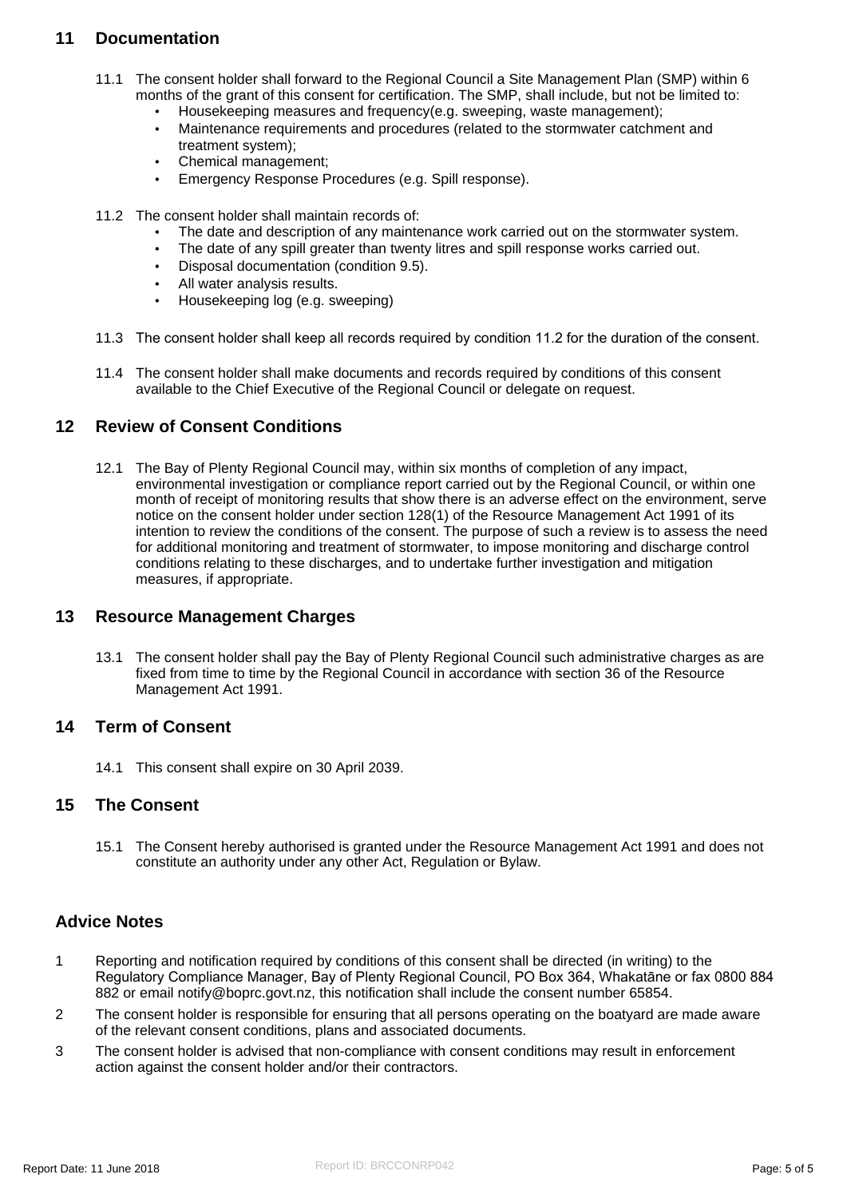## 11 Documentation

11.1 The consent holder shall forward to the Regional Council a Site Management Plan (SMP) within 6 months of the grant of this consent for certification. The SMP, shall include, but not be limited to:

- Housekeeping measures and frequency(e.g. sweeping, waste management);
- Maintenance requirements and procedures (related to the stormwater catchment and treatment system);
- Chemical management;
- Emergency Response Procedures (e.g. Spill response).

11.2 The consent holder shall maintain records of:

- The date and description of any maintenance work carried out on the stormwater system.
- The date of any spill greater than twenty litres and spill response works carried out.
- Disposal documentation (condition 9.5).
- All water analysis results.
- Housekeeping log (e.g. sweeping)

11.3 The consent holder shall keep all records required by condition 11.2 for the duration of the consent.

11.4 The consent holder shall make documents and records required by conditions of this consent available to the Chief Executive of the Regional Council or delegate on request.

## 12 Review of Consent Conditions

12.1 The Bay of Plenty Regional Council may, within six months of completion of any impact, environmental investigation or compliance report carried out by the Regional Council, or within one month of receipt of monitoring results that show there is an adverse effect on the environment, serve notice on the consent holder under section 128(1) of the Resource Management Act 1991 of its intention to review the conditions of the consent. The purpose of such a review is to assess the need for additional monitoring and treatment of stormwater, to impose monitoring and discharge control conditions relating to these discharges, and to undertake further investigation and mitigation measures, if appropriate.

## 13 Resource Management Charges

13.1 The consent holder shall pay the Bay of Plenty Regional Council such administrative charges as are fixed from time to time by the Regional Council in accordance with section 36 of the Resource Management Act 1991.

## 14 Term of Consent

14.1 This consent shall expire on 30 April 2039.

## 15 The Consent

15.1 The Consent hereby authorised is granted under the Resource Management Act 1991 and does not constitute an authority under any other Act, Regulation or Bylaw.

## Advice Notes

1 Reporting and notification required by conditions of this consent shall be directed (in writing) to the Regulatory Compliance Manager, Bay of Plenty Regional Council, PO Box 364, Whakatāne or fax 0800 884 882 or email notify@boprc.govt.nz, this notification shall include the consent number 65854.

2 The consent holder is responsible for ensuring that all persons operating on the boatyard are made aware of the relevant consent conditions, plans and associated documents.

3 The consent holder is advised that non-compliance with consent conditions may result in enforcement action against the consent holder and/or their contractors.